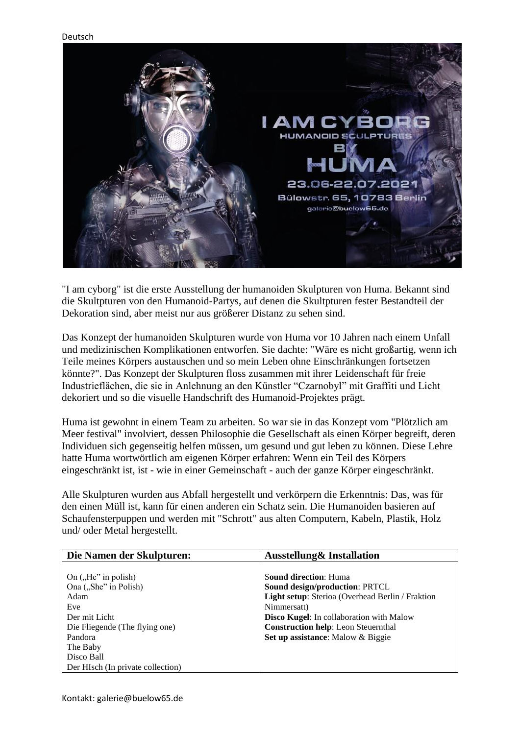Deutsch

# I AM CYBORG

## HUMANOID SCULPTURES BY HUMA

23.06-22.07.2021

Bülowstr. 65, 10783 Berlin

galerie@buelow65.de

"I am cyborg" ist die erste Ausstellung der humanoiden Skulpturen von Huma. Bekannt sind die Skultpturen von den Humanoid-Partys, auf denen die Skultpturen fester Bestandteil der Dekoration sind, aber meist nur aus größerer Distanz zu sehen sind.

Das Konzept der humanoiden Skulpturen wurde von Huma vor 10 Jahren nach einem Unfall und medizinischen Komplikationen entworfen. Sie dachte: "Wäre es nicht großartig, wenn ich Teile meines Körpers austauschen und so mein Leben ohne Einschränkungen fortsetzen könnte?". Das Konzept der Skulpturen floss zusammen mit ihrer Leidenschaft für freie Industrieflächen, die sie in Anlehnung an den Künstler “Czarnobyl” mit Graffiti und Licht dekoriert und so die visuelle Handschrift des Humanoid-Projektes prägt.

Huma ist gewohnt in einem Team zu arbeiten. So war sie in das Konzept vom "Plötzlich am Meer festival" involviert, dessen Philosophie die Gesellschaft als einen Körper begreift, deren Individuen sich gegenseitig helfen müssen, um gesund und gut leben zu können. Diese Lehre hatte Huma wortwörtlich am eigenen Körper erfahren: Wenn ein Teil des Körpers eingeschränkt ist, ist - wie in einer Gemeinschaft - auch der ganze Körper eingeschränkt.

Alle Skulpturen wurden aus Abfall hergestellt und verkörpern die Erkenntnis: Das, was für den einen Müll ist, kann für einen anderen ein Schatz sein. Die Humanoiden basieren auf Schaufensterpuppen und werden mit "Schrott" aus alten Computern, Kabeln, Plastik, Holz und/ oder Metal hergestellt.

| Die Namen der Skulpturen: | Ausstellung& Installation |
|---|---|
| On („He” in polish)<br>Ona („She” in Polish)<br>Adam<br>Eve<br>Der mit Licht<br>Die Fliegende (The flying one)<br>Pandora<br>The Baby<br>Disco Ball<br>Der HIsch (In private collection) | **Sound direction**: Huma<br>**Sound design/production**: PRTCL<br>**Light setup**: Sterioa (Overhead Berlin / Fraktion Nimmersatt)<br>**Disco Kugel**: In collaboration with Malow<br>**Construction help**: Leon Steuernthal<br>**Set up assistance**: Malow & Biggie |

Kontakt: galerie@buelow65.de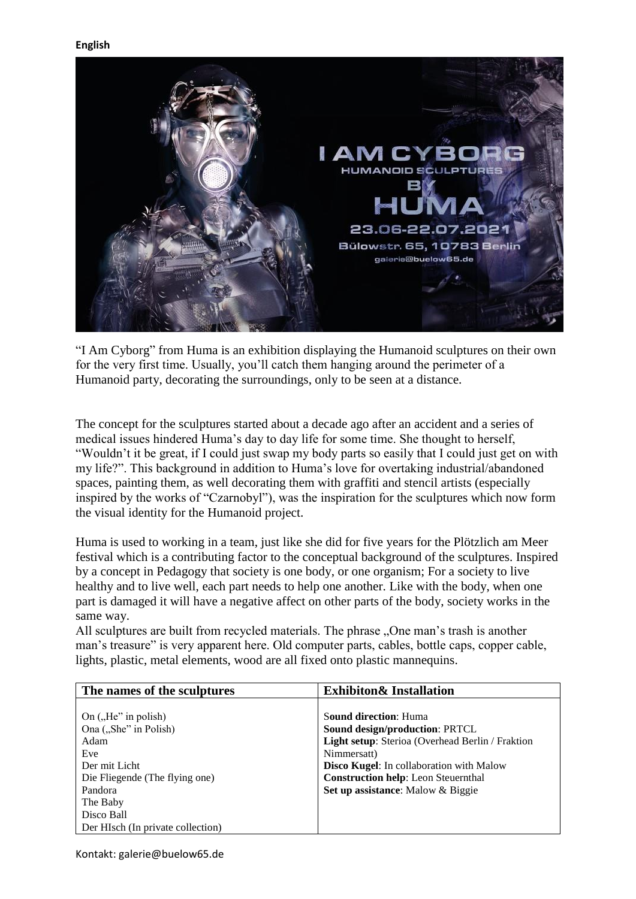**English**

"I Am Cyborg" from Huma is an exhibition displaying the Humanoid sculptures on their own for the very first time. Usually, you'll catch them hanging around the perimeter of a Humanoid party, decorating the surroundings, only to be seen at a distance.

The concept for the sculptures started about a decade ago after an accident and a series of medical issues hindered Huma's day to day life for some time. She thought to herself, "Wouldn't it be great, if I could just swap my body parts so easily that I could just get on with my life?". This background in addition to Huma's love for overtaking industrial/abandoned spaces, painting them, as well decorating them with graffiti and stencil artists (especially inspired by the works of "Czarnobyl"), was the inspiration for the sculptures which now form the visual identity for the Humanoid project.

Huma is used to working in a team, just like she did for five years for the Plötzlich am Meer festival which is a contributing factor to the conceptual background of the sculptures. Inspired by a concept in Pedagogy that society is one body, or one organism; For a society to live healthy and to live well, each part needs to help one another. Like with the body, when one part is damaged it will have a negative affect on other parts of the body, society works in the same way.

All sculptures are built from recycled materials. The phrase „One man's trash is another man's treasure" is very apparent here. Old computer parts, cables, bottle caps, copper cable, lights, plastic, metal elements, wood are all fixed onto plastic mannequins.

| The names of the sculptures | Exhibiton& Installation |
|---|---|
| On („He" in polish)<br>Ona („She" in Polish)<br>Adam<br>Eve<br>Der mit Licht<br>Die Fliegende (The flying one)<br>Pandora<br>The Baby<br>Disco Ball<br>Der HIsch (In private collection) | S**ound direction**: Huma<br>**Sound design/production**: PRTCL<br>**Light setup**: Sterioa (Overhead Berlin / Fraktion Nimmersatt)<br>**Disco Kugel**: In collaboration with Malow<br>**Construction help**: Leon Steuernthal<br>**Set up assistance**: Malow & Biggie |

Kontakt: galerie@buelow65.de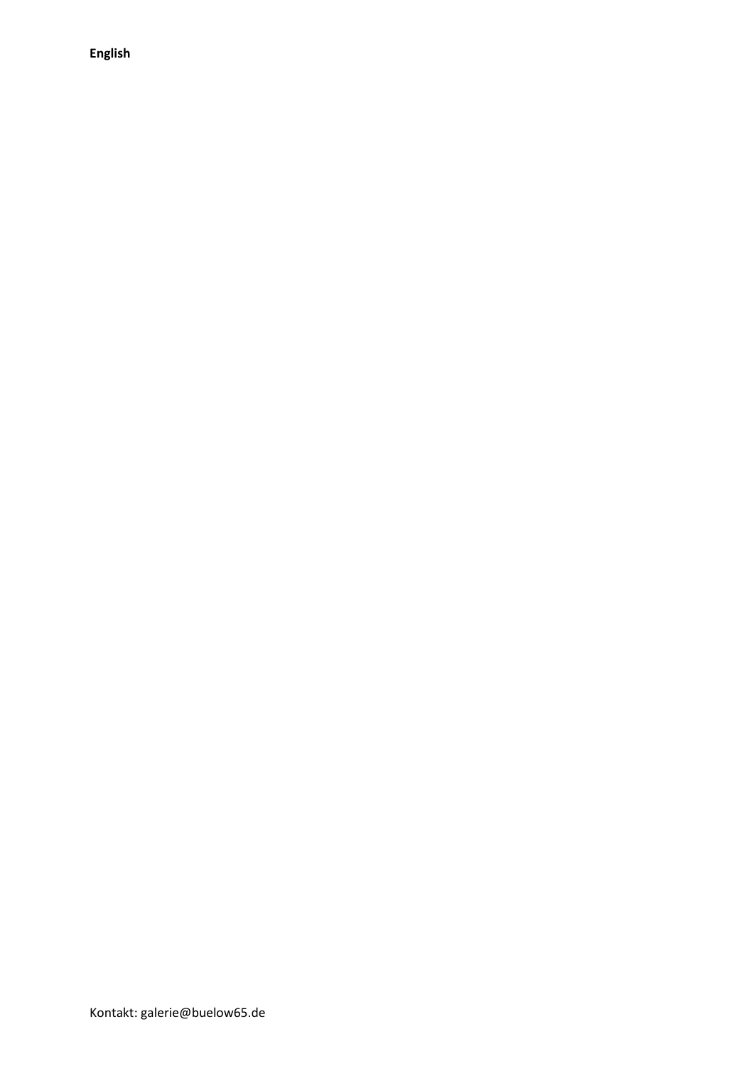**English**

Kontakt: galerie@buelow65.de